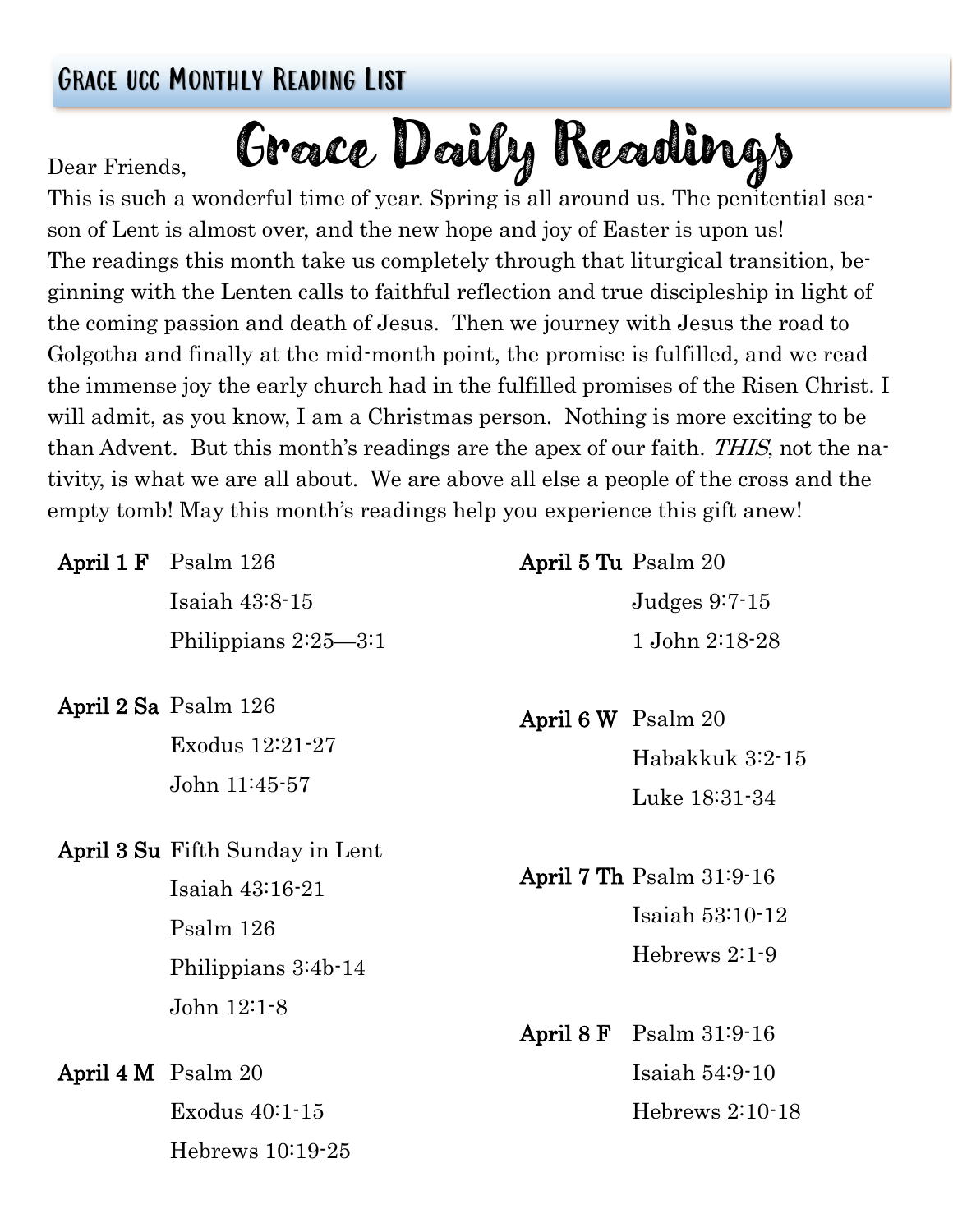## Grace UCC Monthly Reading List

# Grace Daily Readings

Dear Friends,

This is such a wonderful time of year. Spring is all around us. The penitential season of Lent is almost over, and the new hope and joy of Easter is upon us! The readings this month take us completely through that liturgical transition, beginning with the Lenten calls to faithful reflection and true discipleship in light of the coming passion and death of Jesus. Then we journey with Jesus the road to Golgotha and finally at the mid-month point, the promise is fulfilled, and we read the immense joy the early church had in the fulfilled promises of the Risen Christ. I will admit, as you know, I am a Christmas person. Nothing is more exciting to be than Advent. But this month's readings are the apex of our faith. *THIS*, not the nativity, is what we are all about. We are above all else a people of the cross and the empty tomb! May this month's readings help you experience this gift anew!

**April 1 F**
Psalm 126
Isaiah 43:8-15
Philippians 2:25—3:1

**April 2 Sa**
Psalm 126
Exodus 12:21-27
John 11:45-57

**April 3 Su**
Fifth Sunday in Lent
Isaiah 43:16-21
Psalm 126
Philippians 3:4b-14
John 12:1-8

**April 4 M**
Psalm 20
Exodus 40:1-15
Hebrews 10:19-25

**April 5 Tu**
Psalm 20
Judges 9:7-15
1 John 2:18-28

**April 6 W**
Psalm 20
Habakkuk 3:2-15
Luke 18:31-34

**April 7 Th**
Psalm 31:9-16
Isaiah 53:10-12
Hebrews 2:1-9

**April 8 F**
Psalm 31:9-16
Isaiah 54:9-10
Hebrews 2:10-18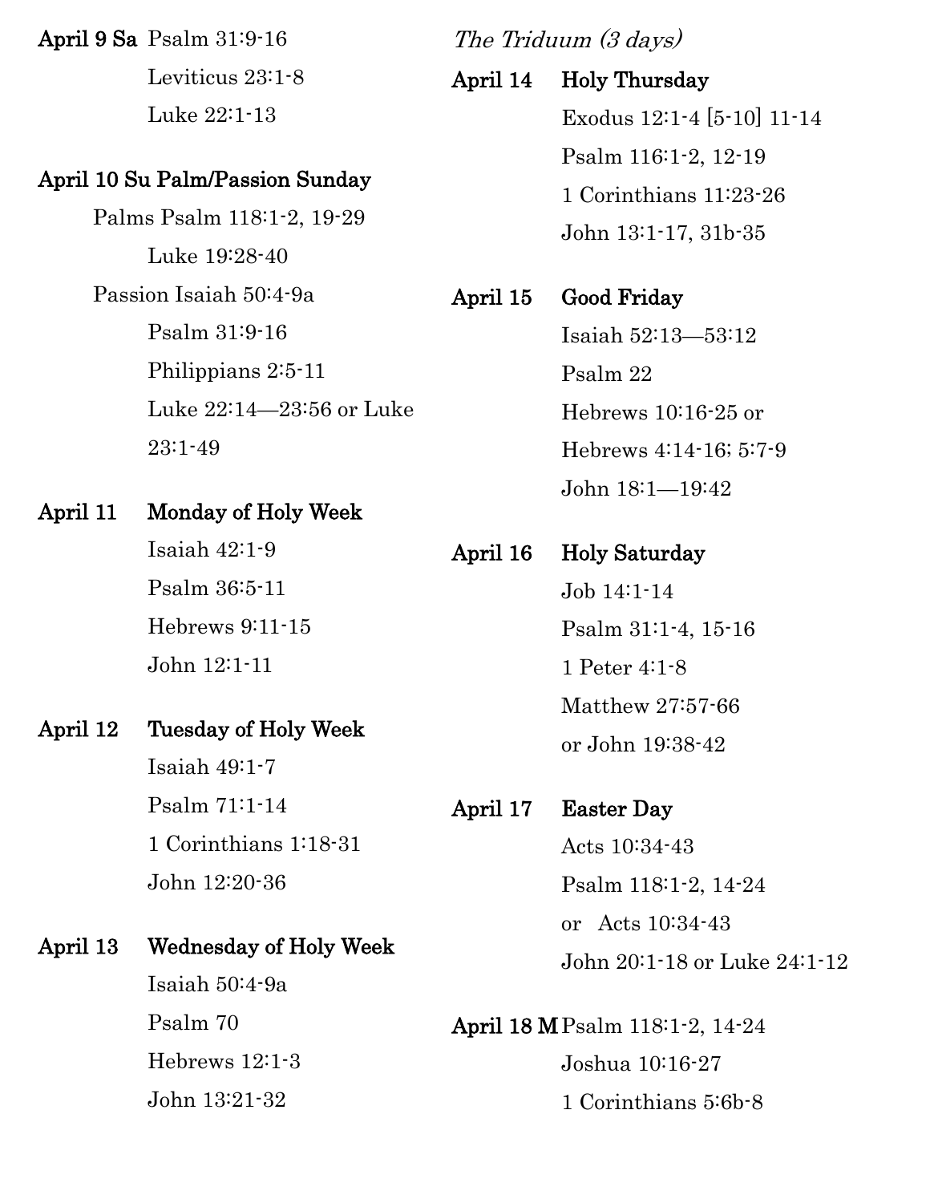**April 9 Sa** Psalm 31:9-16
Leviticus 23:1-8
Luke 22:1-13

**April 10 Su Palm/Passion Sunday**
Palms Psalm 118:1-2, 19-29
Luke 19:28-40
Passion Isaiah 50:4-9a
Psalm 31:9-16
Philippians 2:5-11
Luke 22:14—23:56 or Luke 23:1-49

**April 11** **Monday of Holy Week**
Isaiah 42:1-9
Psalm 36:5-11
Hebrews 9:11-15
John 12:1-11

**April 12** **Tuesday of Holy Week**
Isaiah 49:1-7
Psalm 71:1-14
1 Corinthians 1:18-31
John 12:20-36

**April 13** **Wednesday of Holy Week**
Isaiah 50:4-9a
Psalm 70
Hebrews 12:1-3
John 13:21-32

*The Triduum (3 days)*

**April 14** **Holy Thursday**
Exodus 12:1-4 [5-10] 11-14
Psalm 116:1-2, 12-19
1 Corinthians 11:23-26
John 13:1-17, 31b-35

**April 15** **Good Friday**
Isaiah 52:13—53:12
Psalm 22
Hebrews 10:16-25 or
Hebrews 4:14-16; 5:7-9
John 18:1—19:42

**April 16** **Holy Saturday**
Job 14:1-14
Psalm 31:1-4, 15-16
1 Peter 4:1-8
Matthew 27:57-66
or John 19:38-42

**April 17** **Easter Day**
Acts 10:34-43
Psalm 118:1-2, 14-24
or Acts 10:34-43
John 20:1-18 or Luke 24:1-12

**April 18 M** Psalm 118:1-2, 14-24
Joshua 10:16-27
1 Corinthians 5:6b-8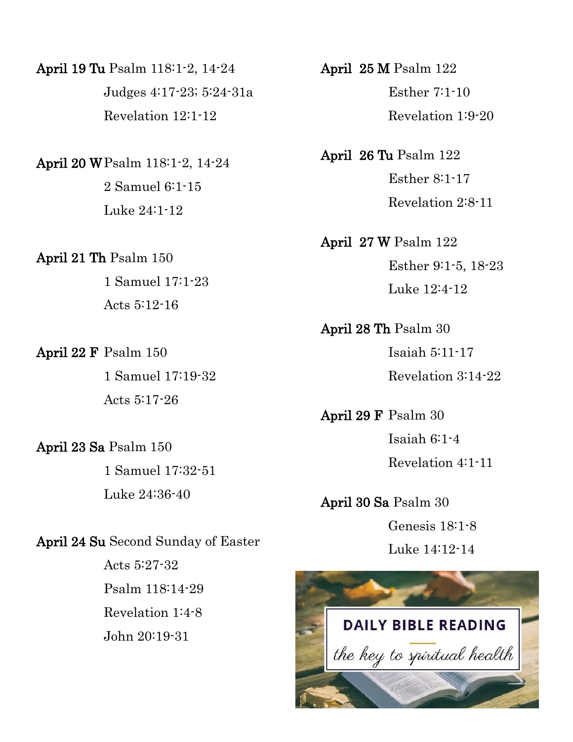**April 19 Tu** Psalm 118:1-2, 14-24
Judges 4:17-23; 5:24-31a
Revelation 12:1-12

**April 20 W** Psalm 118:1-2, 14-24
2 Samuel 6:1-15
Luke 24:1-12

**April 21 Th** Psalm 150
1 Samuel 17:1-23
Acts 5:12-16

**April 22 F** Psalm 150
1 Samuel 17:19-32
Acts 5:17-26

**April 23 Sa** Psalm 150
1 Samuel 17:32-51
Luke 24:36-40

**April 24 Su** Second Sunday of Easter
Acts 5:27-32
Psalm 118:14-29
Revelation 1:4-8
John 20:19-31

**April 25 M** Psalm 122
Esther 7:1-10
Revelation 1:9-20

**April 26 Tu** Psalm 122
Esther 8:1-17
Revelation 2:8-11

**April 27 W** Psalm 122
Esther 9:1-5, 18-23
Luke 12:4-12

**April 28 Th** Psalm 30
Isaiah 5:11-17
Revelation 3:14-22

**April 29 F** Psalm 30
Isaiah 6:1-4
Revelation 4:1-11

**April 30 Sa** Psalm 30
Genesis 18:1-8
Luke 14:12-14

DAILY BIBLE READING

*the key to spiritual health*